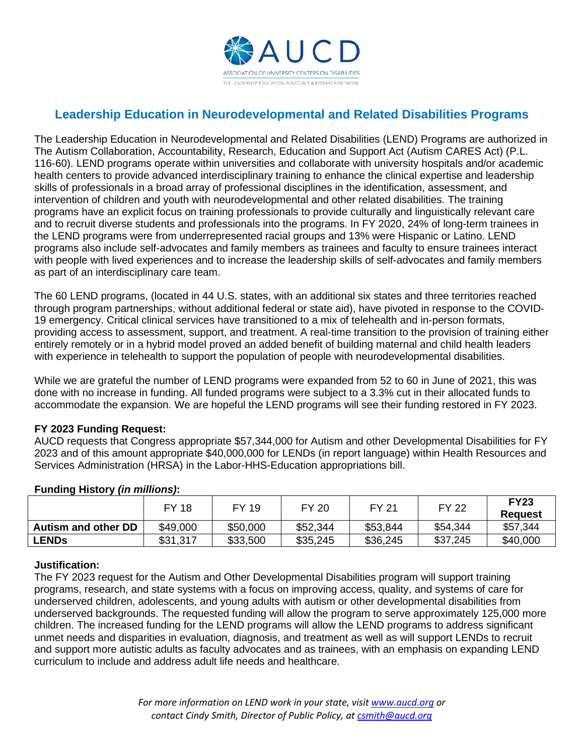AUCD

ASSOCIATION OF UNIVERSITY CENTERS ON DISABILITIES

THE LEADERSHIP, EDUCATION, ADVOCACY & RESEARCH NETWORK

## Leadership Education in Neurodevelopmental and Related Disabilities Programs

The Leadership Education in Neurodevelopmental and Related Disabilities (LEND) Programs are authorized in The Autism Collaboration, Accountability, Research, Education and Support Act (Autism CARES Act) (P.L. 116-60). LEND programs operate within universities and collaborate with university hospitals and/or academic health centers to provide advanced interdisciplinary training to enhance the clinical expertise and leadership skills of professionals in a broad array of professional disciplines in the identification, assessment, and intervention of children and youth with neurodevelopmental and other related disabilities. The training programs have an explicit focus on training professionals to provide culturally and linguistically relevant care and to recruit diverse students and professionals into the programs. In FY 2020, 24% of long-term trainees in the LEND programs were from underrepresented racial groups and 13% were Hispanic or Latino. LEND programs also include self-advocates and family members as trainees and faculty to ensure trainees interact with people with lived experiences and to increase the leadership skills of self-advocates and family members as part of an interdisciplinary care team.

The 60 LEND programs, (located in 44 U.S. states, with an additional six states and three territories reached through program partnerships, without additional federal or state aid), have pivoted in response to the COVID-19 emergency. Critical clinical services have transitioned to a mix of telehealth and in-person formats, providing access to assessment, support, and treatment. A real-time transition to the provision of training either entirely remotely or in a hybrid model proved an added benefit of building maternal and child health leaders with experience in telehealth to support the population of people with neurodevelopmental disabilities.

While we are grateful the number of LEND programs were expanded from 52 to 60 in June of 2021, this was done with no increase in funding. All funded programs were subject to a 3.3% cut in their allocated funds to accommodate the expansion. We are hopeful the LEND programs will see their funding restored in FY 2023.

**FY 2023 Funding Request:**

AUCD requests that Congress appropriate $57,344,000 for Autism and other Developmental Disabilities for FY 2023 and of this amount appropriate $40,000,000 for LENDs (in report language) within Health Resources and Services Administration (HRSA) in the Labor-HHS-Education appropriations bill.

**Funding History *(in millions)*:**

| | FY 18 | FY 19 | FY 20 | FY 21 | FY 22 | **FY23 Request** |
|---|---|---|---|---|---|---|
| **Autism and other DD** | $49,000 | $50,000 | $52,344 | $53,844 | $54,344 | $57,344 |
| **LENDs** | $31,317 | $33,500 | $35,245 | $36,245 | $37,245 | $40,000 |

**Justification:**

The FY 2023 request for the Autism and Other Developmental Disabilities program will support training programs, research, and state systems with a focus on improving access, quality, and systems of care for underserved children, adolescents, and young adults with autism or other developmental disabilities from underserved backgrounds. The requested funding will allow the program to serve approximately 125,000 more children. The increased funding for the LEND programs will allow the LEND programs to address significant unmet needs and disparities in evaluation, diagnosis, and treatment as well as will support LENDs to recruit and support more autistic adults as faculty advocates and as trainees, with an emphasis on expanding LEND curriculum to include and address adult life needs and healthcare.

*For more information on LEND work in your state, visit www.aucd.org or contact Cindy Smith, Director of Public Policy, at csmith@aucd.org*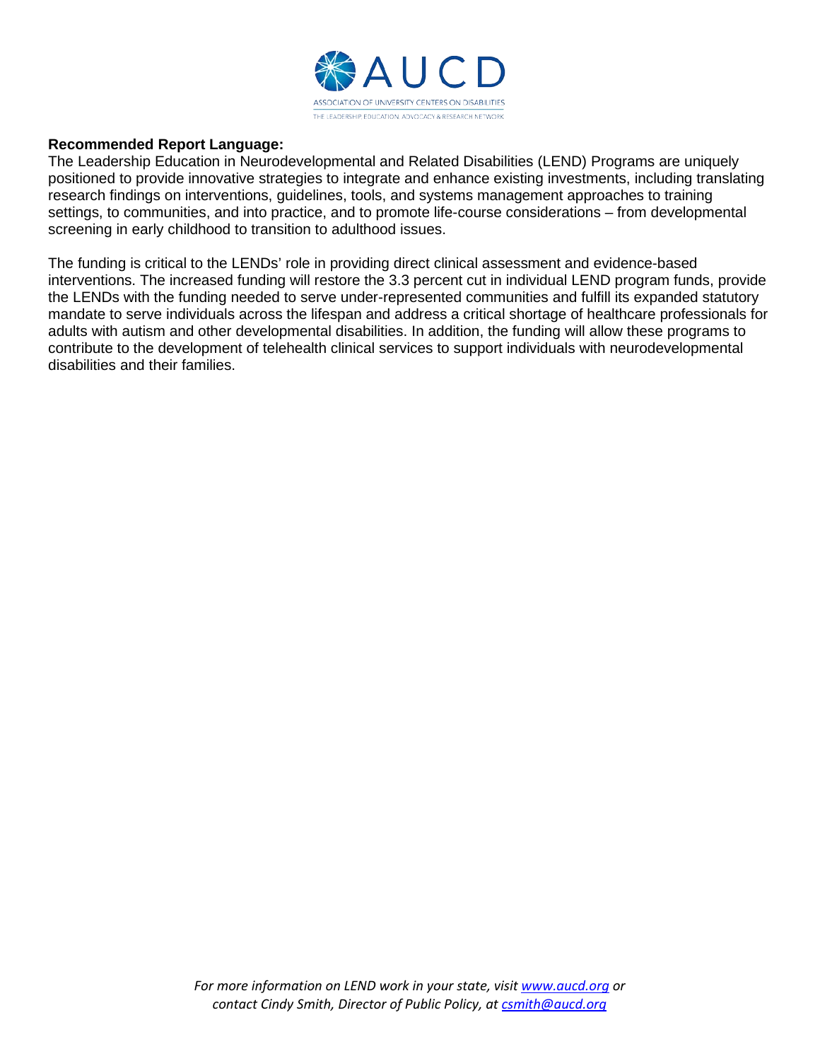**Recommended Report Language:**

The Leadership Education in Neurodevelopmental and Related Disabilities (LEND) Programs are uniquely positioned to provide innovative strategies to integrate and enhance existing investments, including translating research findings on interventions, guidelines, tools, and systems management approaches to training settings, to communities, and into practice, and to promote life-course considerations – from developmental screening in early childhood to transition to adulthood issues.

The funding is critical to the LENDs' role in providing direct clinical assessment and evidence-based interventions. The increased funding will restore the 3.3 percent cut in individual LEND program funds, provide the LENDs with the funding needed to serve under-represented communities and fulfill its expanded statutory mandate to serve individuals across the lifespan and address a critical shortage of healthcare professionals for adults with autism and other developmental disabilities. In addition, the funding will allow these programs to contribute to the development of telehealth clinical services to support individuals with neurodevelopmental disabilities and their families.

*For more information on LEND work in your state, visit [www.aucd.org](http://www.aucd.org) or contact Cindy Smith, Director of Public Policy, at [csmith@aucd.org](mailto:csmith@aucd.org)*